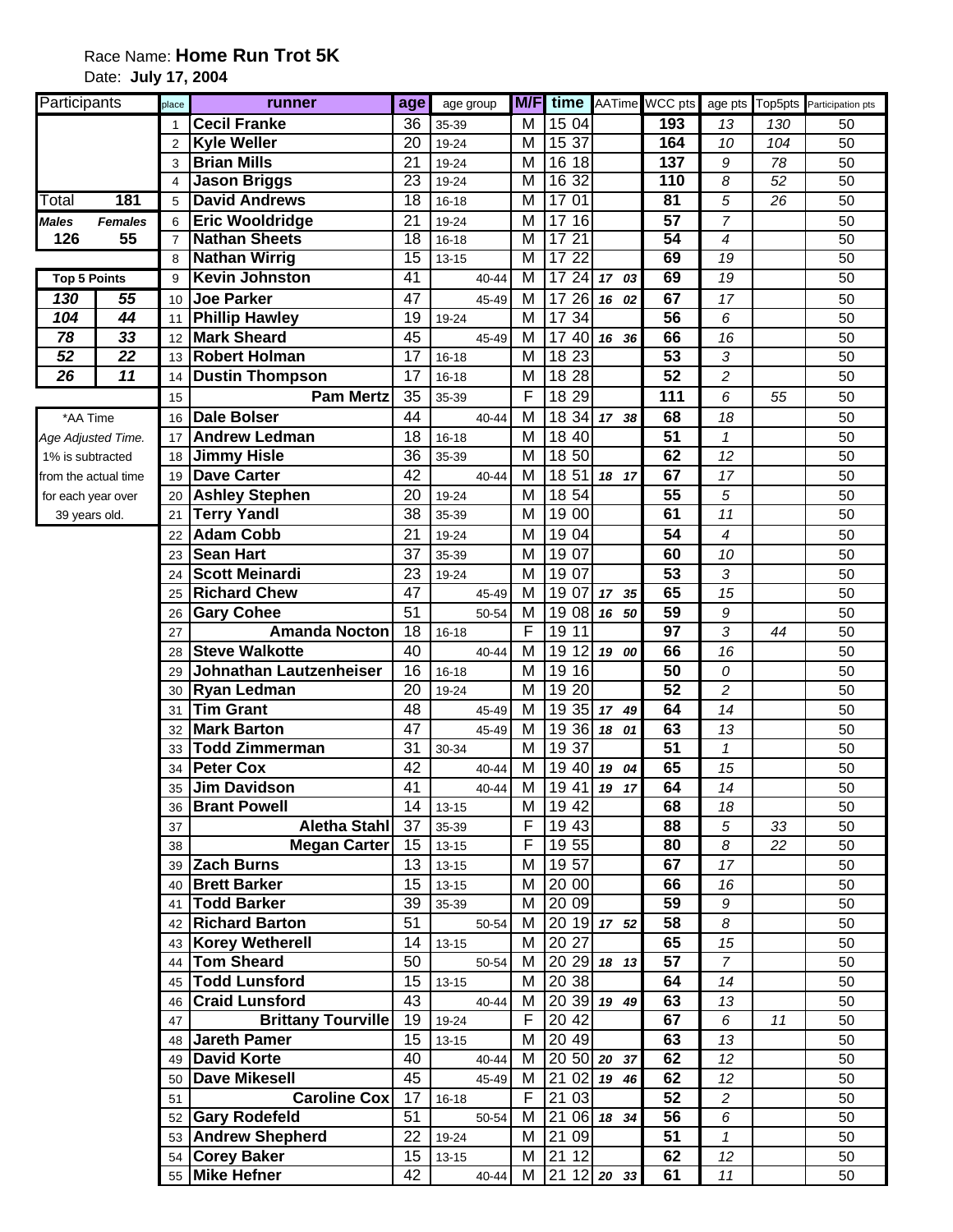Race Name: **Home Run Trot 5K**

Date: **July 17, 2004**

| Participants | |
|---|---|
| Total | 181 |
| *Males* | *Females* |
| 126 | 55 |

| Top 5 Points | |
|---|---|
| 130 | 55 |
| 104 | 44 |
| 78 | 33 |
| 52 | 22 |
| 26 | 11 |

*AA Time
*Age Adjusted Time.* 1% is subtracted from the actual time for each year over 39 years old.

| place | runner | age | age group | M/F | time | AATime | WCC pts | age pts | Top5pts | Participation pts |
|---|---|---|---|---|---|---|---|---|---|---|
| 1 | **Cecil Franke** | 36 | 35-39 | M | 15 04 | | **193** | 13 | 130 | 50 |
| 2 | **Kyle Weller** | 20 | 19-24 | M | 15 37 | | **164** | 10 | 104 | 50 |
| 3 | **Brian Mills** | 21 | 19-24 | M | 16 18 | | **137** | 9 | 78 | 50 |
| 4 | **Jason Briggs** | 23 | 19-24 | M | 16 32 | | **110** | 8 | 52 | 50 |
| 5 | **David Andrews** | 18 | 16-18 | M | 17 01 | | **81** | 5 | 26 | 50 |
| 6 | **Eric Wooldridge** | 21 | 19-24 | M | 17 16 | | **57** | 7 | | 50 |
| 7 | **Nathan Sheets** | 18 | 16-18 | M | 17 21 | | **54** | 4 | | 50 |
| 8 | **Nathan Wirrig** | 15 | 13-15 | M | 17 22 | | **69** | 19 | | 50 |
| 9 | **Kevin Johnston** | 41 | 40-44 | M | 17 24 | 17 03 | **69** | 19 | | 50 |
| 10 | **Joe Parker** | 47 | 45-49 | M | 17 26 | 16 02 | **67** | 17 | | 50 |
| 11 | **Phillip Hawley** | 19 | 19-24 | M | 17 34 | | **56** | 6 | | 50 |
| 12 | **Mark Sheard** | 45 | 45-49 | M | 17 40 | 16 36 | **66** | 16 | | 50 |
| 13 | **Robert Holman** | 17 | 16-18 | M | 18 23 | | **53** | 3 | | 50 |
| 14 | **Dustin Thompson** | 17 | 16-18 | M | 18 28 | | **52** | 2 | | 50 |
| 15 | **Pam Mertz** | 35 | 35-39 | F | 18 29 | | **111** | 6 | 55 | 50 |
| 16 | **Dale Bolser** | 44 | 40-44 | M | 18 34 | 17 38 | **68** | 18 | | 50 |
| 17 | **Andrew Ledman** | 18 | 16-18 | M | 18 40 | | **51** | 1 | | 50 |
| 18 | **Jimmy Hisle** | 36 | 35-39 | M | 18 50 | | **62** | 12 | | 50 |
| 19 | **Dave Carter** | 42 | 40-44 | M | 18 51 | 18 17 | **67** | 17 | | 50 |
| 20 | **Ashley Stephen** | 20 | 19-24 | M | 18 54 | | **55** | 5 | | 50 |
| 21 | **Terry Yandl** | 38 | 35-39 | M | 19 00 | | **61** | 11 | | 50 |
| 22 | **Adam Cobb** | 21 | 19-24 | M | 19 04 | | **54** | 4 | | 50 |
| 23 | **Sean Hart** | 37 | 35-39 | M | 19 07 | | **60** | 10 | | 50 |
| 24 | **Scott Meinardi** | 23 | 19-24 | M | 19 07 | | **53** | 3 | | 50 |
| 25 | **Richard Chew** | 47 | 45-49 | M | 19 07 | 17 35 | **65** | 15 | | 50 |
| 26 | **Gary Cohee** | 51 | 50-54 | M | 19 08 | 16 50 | **59** | 9 | | 50 |
| 27 | **Amanda Nocton** | 18 | 16-18 | F | 19 11 | | **97** | 3 | 44 | 50 |
| 28 | **Steve Walkotte** | 40 | 40-44 | M | 19 12 | 19 00 | **66** | 16 | | 50 |
| 29 | **Johnathan Lautzenheiser** | 16 | 16-18 | M | 19 16 | | **50** | 0 | | 50 |
| 30 | **Ryan Ledman** | 20 | 19-24 | M | 19 20 | | **52** | 2 | | 50 |
| 31 | **Tim Grant** | 48 | 45-49 | M | 19 35 | 17 49 | **64** | 14 | | 50 |
| 32 | **Mark Barton** | 47 | 45-49 | M | 19 36 | 18 01 | **63** | 13 | | 50 |
| 33 | **Todd Zimmerman** | 31 | 30-34 | M | 19 37 | | **51** | 1 | | 50 |
| 34 | **Peter Cox** | 42 | 40-44 | M | 19 40 | 19 04 | **65** | 15 | | 50 |
| 35 | **Jim Davidson** | 41 | 40-44 | M | 19 41 | 19 17 | **64** | 14 | | 50 |
| 36 | **Brant Powell** | 14 | 13-15 | M | 19 42 | | **68** | 18 | | 50 |
| 37 | **Aletha Stahl** | 37 | 35-39 | F | 19 43 | | **88** | 5 | 33 | 50 |
| 38 | **Megan Carter** | 15 | 13-15 | F | 19 55 | | **80** | 8 | 22 | 50 |
| 39 | **Zach Burns** | 13 | 13-15 | M | 19 57 | | **67** | 17 | | 50 |
| 40 | **Brett Barker** | 15 | 13-15 | M | 20 00 | | **66** | 16 | | 50 |
| 41 | **Todd Barker** | 39 | 35-39 | M | 20 09 | | **59** | 9 | | 50 |
| 42 | **Richard Barton** | 51 | 50-54 | M | 20 19 | 17 52 | **58** | 8 | | 50 |
| 43 | **Korey Wetherell** | 14 | 13-15 | M | 20 27 | | **65** | 15 | | 50 |
| 44 | **Tom Sheard** | 50 | 50-54 | M | 20 29 | 18 13 | **57** | 7 | | 50 |
| 45 | **Todd Lunsford** | 15 | 13-15 | M | 20 38 | | **64** | 14 | | 50 |
| 46 | **Craid Lunsford** | 43 | 40-44 | M | 20 39 | 19 49 | **63** | 13 | | 50 |
| 47 | **Brittany Tourville** | 19 | 19-24 | F | 20 42 | | **67** | 6 | 11 | 50 |
| 48 | **Jareth Pamer** | 15 | 13-15 | M | 20 49 | | **63** | 13 | | 50 |
| 49 | **David Korte** | 40 | 40-44 | M | 20 50 | 20 37 | **62** | 12 | | 50 |
| 50 | **Dave Mikesell** | 45 | 45-49 | M | 21 02 | 19 46 | **62** | 12 | | 50 |
| 51 | **Caroline Cox** | 17 | 16-18 | F | 21 03 | | **52** | 2 | | 50 |
| 52 | **Gary Rodefeld** | 51 | 50-54 | M | 21 06 | 18 34 | **56** | 6 | | 50 |
| 53 | **Andrew Shepherd** | 22 | 19-24 | M | 21 09 | | **51** | 1 | | 50 |
| 54 | **Corey Baker** | 15 | 13-15 | M | 21 12 | | **62** | 12 | | 50 |
| 55 | **Mike Hefner** | 42 | 40-44 | M | 21 12 | 20 33 | **61** | 11 | | 50 |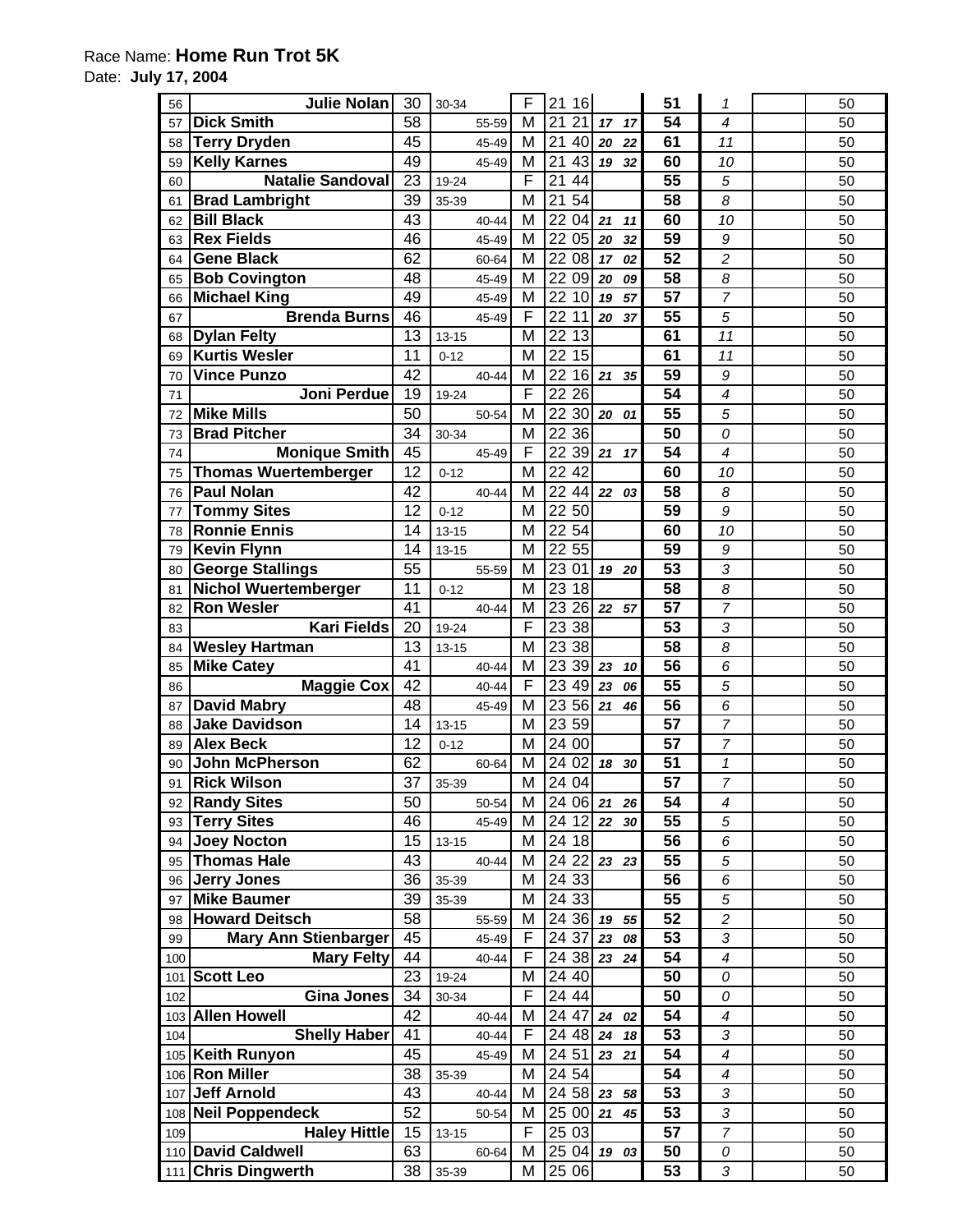Race Name: **Home Run Trot 5K**

Date: **July 17, 2004**

| | | | | | | | | | | | | |
|---|---|---|---|---|---|---|---|---|---|---|---|---|
| 56 | **Julie Nolan** | 30 | 30-34 | F | 21 | 16 | | | **51** | *1* | | 50 |
| 57 | **Dick Smith** | 58 | 55-59 | M | 21 | 21 | *17* | *17* | **54** | *4* | | 50 |
| 58 | **Terry Dryden** | 45 | 45-49 | M | 21 | 40 | *20* | *22* | **61** | *11* | | 50 |
| 59 | **Kelly Karnes** | 49 | 45-49 | M | 21 | 43 | *19* | *32* | **60** | *10* | | 50 |
| 60 | **Natalie Sandoval** | 23 | 19-24 | F | 21 | 44 | | | **55** | *5* | | 50 |
| 61 | **Brad Lambright** | 39 | 35-39 | M | 21 | 54 | | | **58** | *8* | | 50 |
| 62 | **Bill Black** | 43 | 40-44 | M | 22 | 04 | *21* | *11* | **60** | *10* | | 50 |
| 63 | **Rex Fields** | 46 | 45-49 | M | 22 | 05 | *20* | *32* | **59** | *9* | | 50 |
| 64 | **Gene Black** | 62 | 60-64 | M | 22 | 08 | *17* | *02* | **52** | *2* | | 50 |
| 65 | **Bob Covington** | 48 | 45-49 | M | 22 | 09 | *20* | *09* | **58** | *8* | | 50 |
| 66 | **Michael King** | 49 | 45-49 | M | 22 | 10 | *19* | *57* | **57** | *7* | | 50 |
| 67 | **Brenda Burns** | 46 | 45-49 | F | 22 | 11 | *20* | *37* | **55** | *5* | | 50 |
| 68 | **Dylan Felty** | 13 | 13-15 | M | 22 | 13 | | | **61** | *11* | | 50 |
| 69 | **Kurtis Wesler** | 11 | 0-12 | M | 22 | 15 | | | **61** | *11* | | 50 |
| 70 | **Vince Punzo** | 42 | 40-44 | M | 22 | 16 | *21* | *35* | **59** | *9* | | 50 |
| 71 | **Joni Perdue** | 19 | 19-24 | F | 22 | 26 | | | **54** | *4* | | 50 |
| 72 | **Mike Mills** | 50 | 50-54 | M | 22 | 30 | *20* | *01* | **55** | *5* | | 50 |
| 73 | **Brad Pitcher** | 34 | 30-34 | M | 22 | 36 | | | **50** | *0* | | 50 |
| 74 | **Monique Smith** | 45 | 45-49 | F | 22 | 39 | *21* | *17* | **54** | *4* | | 50 |
| 75 | **Thomas Wuertemberger** | 12 | 0-12 | M | 22 | 42 | | | **60** | *10* | | 50 |
| 76 | **Paul Nolan** | 42 | 40-44 | M | 22 | 44 | *22* | *03* | **58** | *8* | | 50 |
| 77 | **Tommy Sites** | 12 | 0-12 | M | 22 | 50 | | | **59** | *9* | | 50 |
| 78 | **Ronnie Ennis** | 14 | 13-15 | M | 22 | 54 | | | **60** | *10* | | 50 |
| 79 | **Kevin Flynn** | 14 | 13-15 | M | 22 | 55 | | | **59** | *9* | | 50 |
| 80 | **George Stallings** | 55 | 55-59 | M | 23 | 01 | *19* | *20* | **53** | *3* | | 50 |
| 81 | **Nichol Wuertemberger** | 11 | 0-12 | M | 23 | 18 | | | **58** | *8* | | 50 |
| 82 | **Ron Wesler** | 41 | 40-44 | M | 23 | 26 | *22* | *57* | **57** | *7* | | 50 |
| 83 | **Kari Fields** | 20 | 19-24 | F | 23 | 38 | | | **53** | *3* | | 50 |
| 84 | **Wesley Hartman** | 13 | 13-15 | M | 23 | 38 | | | **58** | *8* | | 50 |
| 85 | **Mike Catey** | 41 | 40-44 | M | 23 | 39 | *23* | *10* | **56** | *6* | | 50 |
| 86 | **Maggie Cox** | 42 | 40-44 | F | 23 | 49 | *23* | *06* | **55** | *5* | | 50 |
| 87 | **David Mabry** | 48 | 45-49 | M | 23 | 56 | *21* | *46* | **56** | *6* | | 50 |
| 88 | **Jake Davidson** | 14 | 13-15 | M | 23 | 59 | | | **57** | *7* | | 50 |
| 89 | **Alex Beck** | 12 | 0-12 | M | 24 | 00 | | | **57** | *7* | | 50 |
| 90 | **John McPherson** | 62 | 60-64 | M | 24 | 02 | *18* | *30* | **51** | *1* | | 50 |
| 91 | **Rick Wilson** | 37 | 35-39 | M | 24 | 04 | | | **57** | *7* | | 50 |
| 92 | **Randy Sites** | 50 | 50-54 | M | 24 | 06 | *21* | *26* | **54** | *4* | | 50 |
| 93 | **Terry Sites** | 46 | 45-49 | M | 24 | 12 | *22* | *30* | **55** | *5* | | 50 |
| 94 | **Joey Nocton** | 15 | 13-15 | M | 24 | 18 | | | **56** | *6* | | 50 |
| 95 | **Thomas Hale** | 43 | 40-44 | M | 24 | 22 | *23* | *23* | **55** | *5* | | 50 |
| 96 | **Jerry Jones** | 36 | 35-39 | M | 24 | 33 | | | **56** | *6* | | 50 |
| 97 | **Mike Baumer** | 39 | 35-39 | M | 24 | 33 | | | **55** | *5* | | 50 |
| 98 | **Howard Deitsch** | 58 | 55-59 | M | 24 | 36 | *19* | *55* | **52** | *2* | | 50 |
| 99 | **Mary Ann Stienbarger** | 45 | 45-49 | F | 24 | 37 | *23* | *08* | **53** | *3* | | 50 |
| 100 | **Mary Felty** | 44 | 40-44 | F | 24 | 38 | *23* | *24* | **54** | *4* | | 50 |
| 101 | **Scott Leo** | 23 | 19-24 | M | 24 | 40 | | | **50** | *0* | | 50 |
| 102 | **Gina Jones** | 34 | 30-34 | F | 24 | 44 | | | **50** | *0* | | 50 |
| 103 | **Allen Howell** | 42 | 40-44 | M | 24 | 47 | *24* | *02* | **54** | *4* | | 50 |
| 104 | **Shelly Haber** | 41 | 40-44 | F | 24 | 48 | *24* | *18* | **53** | *3* | | 50 |
| 105 | **Keith Runyon** | 45 | 45-49 | M | 24 | 51 | *23* | *21* | **54** | *4* | | 50 |
| 106 | **Ron Miller** | 38 | 35-39 | M | 24 | 54 | | | **54** | *4* | | 50 |
| 107 | **Jeff Arnold** | 43 | 40-44 | M | 24 | 58 | *23* | *58* | **53** | *3* | | 50 |
| 108 | **Neil Poppendeck** | 52 | 50-54 | M | 25 | 00 | *21* | *45* | **53** | *3* | | 50 |
| 109 | **Haley Hittle** | 15 | 13-15 | F | 25 | 03 | | | **57** | *7* | | 50 |
| 110 | **David Caldwell** | 63 | 60-64 | M | 25 | 04 | *19* | *03* | **50** | *0* | | 50 |
| 111 | **Chris Dingwerth** | 38 | 35-39 | M | 25 | 06 | | | **53** | *3* | | 50 |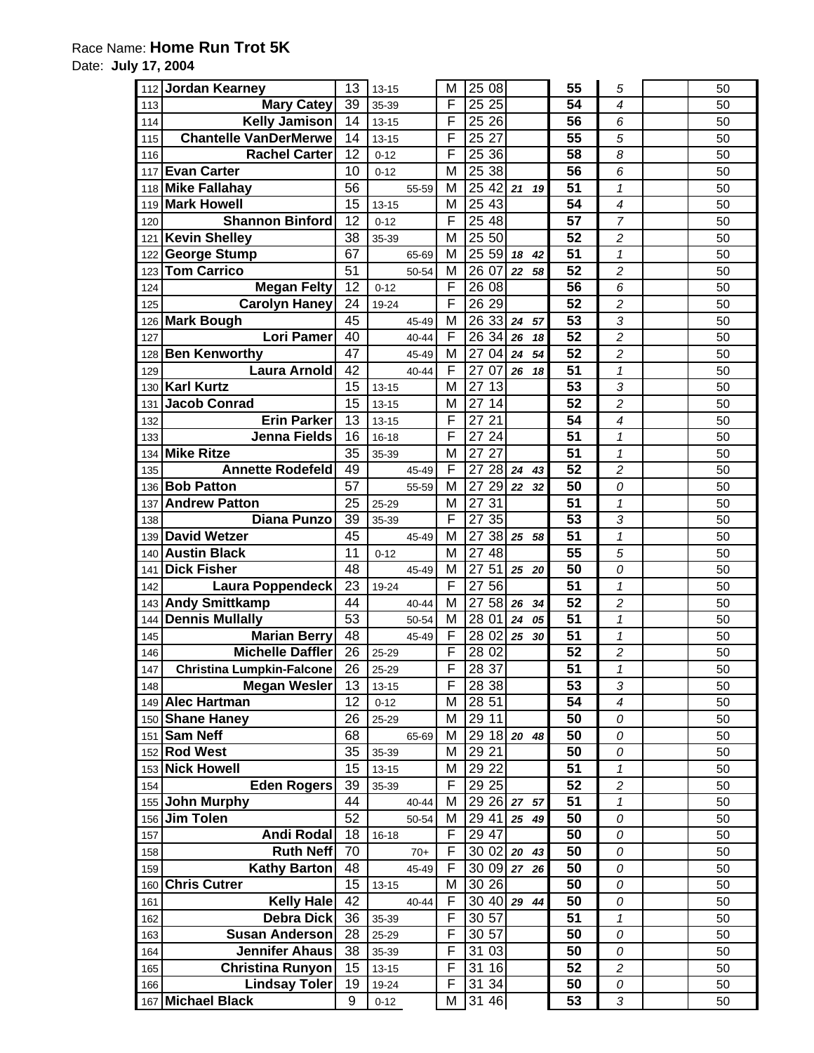Race Name: **Home Run Trot 5K**

Date: **July 17, 2004**

| | | | | | | | | | | | |
|---|---|---|---|---|---|---|---|---|---|---|---|
| 112 | **Jordan Kearney** | 13 | 13-15 | | M | 25 08 | | **55** | *5* | | 50 |
| 113 | **Mary Catey** | 39 | 35-39 | | F | 25 25 | | **54** | *4* | | 50 |
| 114 | **Kelly Jamison** | 14 | 13-15 | | F | 25 26 | | **56** | *6* | | 50 |
| 115 | **Chantelle VanDerMerwe** | 14 | 13-15 | | F | 25 27 | | **55** | *5* | | 50 |
| 116 | **Rachel Carter** | 12 | 0-12 | | F | 25 36 | | **58** | *8* | | 50 |
| 117 | **Evan Carter** | 10 | 0-12 | | M | 25 38 | | **56** | *6* | | 50 |
| 118 | **Mike Fallahay** | 56 | | 55-59 | M | 25 42 | ***21 19*** | **51** | *1* | | 50 |
| 119 | **Mark Howell** | 15 | 13-15 | | M | 25 43 | | **54** | *4* | | 50 |
| 120 | **Shannon Binford** | 12 | 0-12 | | F | 25 48 | | **57** | *7* | | 50 |
| 121 | **Kevin Shelley** | 38 | 35-39 | | M | 25 50 | | **52** | *2* | | 50 |
| 122 | **George Stump** | 67 | | 65-69 | M | 25 59 | ***18 42*** | **51** | *1* | | 50 |
| 123 | **Tom Carrico** | 51 | | 50-54 | M | 26 07 | ***22 58*** | **52** | *2* | | 50 |
| 124 | **Megan Felty** | 12 | 0-12 | | F | 26 08 | | **56** | *6* | | 50 |
| 125 | **Carolyn Haney** | 24 | 19-24 | | F | 26 29 | | **52** | *2* | | 50 |
| 126 | **Mark Bough** | 45 | | 45-49 | M | 26 33 | ***24 57*** | **53** | *3* | | 50 |
| 127 | **Lori Pamer** | 40 | | 40-44 | F | 26 34 | ***26 18*** | **52** | *2* | | 50 |
| 128 | **Ben Kenworthy** | 47 | | 45-49 | M | 27 04 | ***24 54*** | **52** | *2* | | 50 |
| 129 | **Laura Arnold** | 42 | | 40-44 | F | 27 07 | ***26 18*** | **51** | *1* | | 50 |
| 130 | **Karl Kurtz** | 15 | 13-15 | | M | 27 13 | | **53** | *3* | | 50 |
| 131 | **Jacob Conrad** | 15 | 13-15 | | M | 27 14 | | **52** | *2* | | 50 |
| 132 | **Erin Parker** | 13 | 13-15 | | F | 27 21 | | **54** | *4* | | 50 |
| 133 | **Jenna Fields** | 16 | 16-18 | | F | 27 24 | | **51** | *1* | | 50 |
| 134 | **Mike Ritze** | 35 | 35-39 | | M | 27 27 | | **51** | *1* | | 50 |
| 135 | **Annette Rodefeld** | 49 | | 45-49 | F | 27 28 | ***24 43*** | **52** | *2* | | 50 |
| 136 | **Bob Patton** | 57 | | 55-59 | M | 27 29 | ***22 32*** | **50** | *0* | | 50 |
| 137 | **Andrew Patton** | 25 | 25-29 | | M | 27 31 | | **51** | *1* | | 50 |
| 138 | **Diana Punzo** | 39 | 35-39 | | F | 27 35 | | **53** | *3* | | 50 |
| 139 | **David Wetzer** | 45 | | 45-49 | M | 27 38 | ***25 58*** | **51** | *1* | | 50 |
| 140 | **Austin Black** | 11 | 0-12 | | M | 27 48 | | **55** | *5* | | 50 |
| 141 | **Dick Fisher** | 48 | | 45-49 | M | 27 51 | ***25 20*** | **50** | *0* | | 50 |
| 142 | **Laura Poppendeck** | 23 | 19-24 | | F | 27 56 | | **51** | *1* | | 50 |
| 143 | **Andy Smittkamp** | 44 | | 40-44 | M | 27 58 | ***26 34*** | **52** | *2* | | 50 |
| 144 | **Dennis Mullally** | 53 | | 50-54 | M | 28 01 | ***24 05*** | **51** | *1* | | 50 |
| 145 | **Marian Berry** | 48 | | 45-49 | F | 28 02 | ***25 30*** | **51** | *1* | | 50 |
| 146 | **Michelle Daffler** | 26 | 25-29 | | F | 28 02 | | **52** | *2* | | 50 |
| 147 | **Christina Lumpkin-Falcone** | 26 | 25-29 | | F | 28 37 | | **51** | *1* | | 50 |
| 148 | **Megan Wesler** | 13 | 13-15 | | F | 28 38 | | **53** | *3* | | 50 |
| 149 | **Alec Hartman** | 12 | 0-12 | | M | 28 51 | | **54** | *4* | | 50 |
| 150 | **Shane Haney** | 26 | 25-29 | | M | 29 11 | | **50** | *0* | | 50 |
| 151 | **Sam Neff** | 68 | | 65-69 | M | 29 18 | ***20 48*** | **50** | *0* | | 50 |
| 152 | **Rod West** | 35 | 35-39 | | M | 29 21 | | **50** | *0* | | 50 |
| 153 | **Nick Howell** | 15 | 13-15 | | M | 29 22 | | **51** | *1* | | 50 |
| 154 | **Eden Rogers** | 39 | 35-39 | | F | 29 25 | | **52** | *2* | | 50 |
| 155 | **John Murphy** | 44 | | 40-44 | M | 29 26 | ***27 57*** | **51** | *1* | | 50 |
| 156 | **Jim Tolen** | 52 | | 50-54 | M | 29 41 | ***25 49*** | **50** | *0* | | 50 |
| 157 | **Andi Rodal** | 18 | 16-18 | | F | 29 47 | | **50** | *0* | | 50 |
| 158 | **Ruth Neff** | 70 | | 70+ | F | 30 02 | ***20 43*** | **50** | *0* | | 50 |
| 159 | **Kathy Barton** | 48 | | 45-49 | F | 30 09 | ***27 26*** | **50** | *0* | | 50 |
| 160 | **Chris Cutrer** | 15 | 13-15 | | M | 30 26 | | **50** | *0* | | 50 |
| 161 | **Kelly Hale** | 42 | | 40-44 | F | 30 40 | ***29 44*** | **50** | *0* | | 50 |
| 162 | **Debra Dick** | 36 | 35-39 | | F | 30 57 | | **51** | *1* | | 50 |
| 163 | **Susan Anderson** | 28 | 25-29 | | F | 30 57 | | **50** | *0* | | 50 |
| 164 | **Jennifer Ahaus** | 38 | 35-39 | | F | 31 03 | | **50** | *0* | | 50 |
| 165 | **Christina Runyon** | 15 | 13-15 | | F | 31 16 | | **52** | *2* | | 50 |
| 166 | **Lindsay Toler** | 19 | 19-24 | | F | 31 34 | | **50** | *0* | | 50 |
| 167 | **Michael Black** | 9 | 0-12 | | M | 31 46 | | **53** | *3* | | 50 |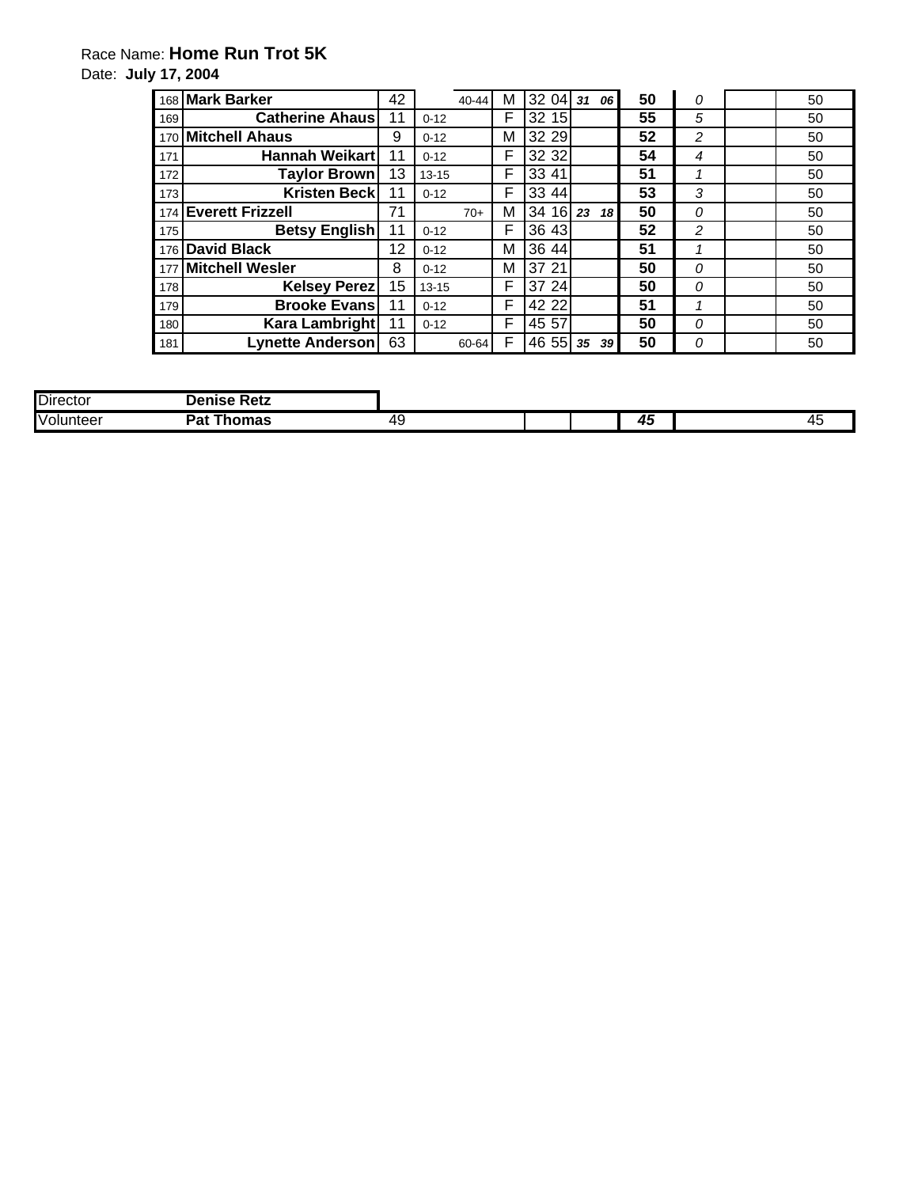Race Name: **Home Run Trot 5K**
Date: **July 17, 2004**

| | | | | | | | | | | | |
|---|---|---|---|---|---|---|---|---|---|---|---|
| 168 | **Mark Barker** | 42 | | 40-44 | M | 32 04 | ***31 06*** | **50** | *0* | | 50 |
| 169 | **Catherine Ahaus** | 11 | 0-12 | | F | 32 15 | | **55** | *5* | | 50 |
| 170 | **Mitchell Ahaus** | 9 | 0-12 | | M | 32 29 | | **52** | *2* | | 50 |
| 171 | **Hannah Weikart** | 11 | 0-12 | | F | 32 32 | | **54** | *4* | | 50 |
| 172 | **Taylor Brown** | 13 | 13-15 | | F | 33 41 | | **51** | *1* | | 50 |
| 173 | **Kristen Beck** | 11 | 0-12 | | F | 33 44 | | **53** | *3* | | 50 |
| 174 | **Everett Frizzell** | 71 | | 70+ | M | 34 16 | ***23 18*** | **50** | *0* | | 50 |
| 175 | **Betsy English** | 11 | 0-12 | | F | 36 43 | | **52** | *2* | | 50 |
| 176 | **David Black** | 12 | 0-12 | | M | 36 44 | | **51** | *1* | | 50 |
| 177 | **Mitchell Wesler** | 8 | 0-12 | | M | 37 21 | | **50** | *0* | | 50 |
| 178 | **Kelsey Perez** | 15 | 13-15 | | F | 37 24 | | **50** | *0* | | 50 |
| 179 | **Brooke Evans** | 11 | 0-12 | | F | 42 22 | | **51** | *1* | | 50 |
| 180 | **Kara Lambright** | 11 | 0-12 | | F | 45 57 | | **50** | *0* | | 50 |
| 181 | **Lynette Anderson** | 63 | | 60-64 | F | 46 55 | ***35 39*** | **50** | *0* | | 50 |

| | | | | | | |
|---|---|---|---|---|---|---|
| Director | **Denise Retz** | | | | | |
| Volunteer | **Pat Thomas** | 49 | | | ***45*** | 45 |